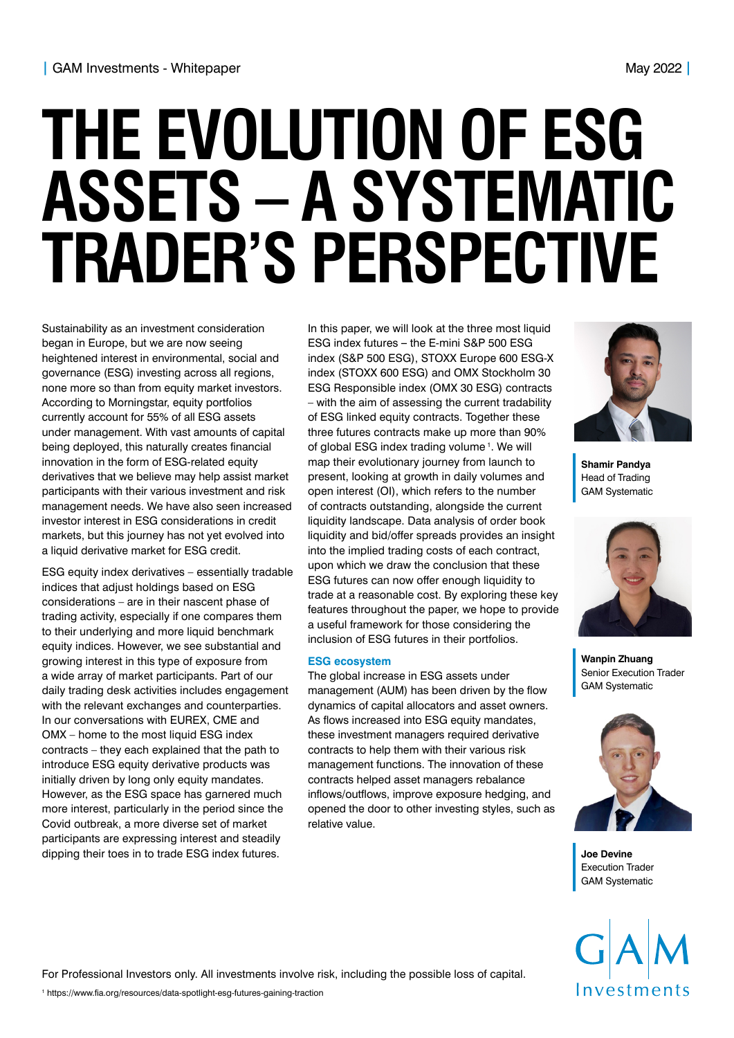GAM Investments - Whitepaper

May 2022

# THE EVOLUTION OF ESG ASSETS – A SYSTEMATIC TRADER'S PERSPECTIVE

Sustainability as an investment consideration began in Europe, but we are now seeing heightened interest in environmental, social and governance (ESG) investing across all regions, none more so than from equity market investors. According to Morningstar, equity portfolios currently account for 55% of all ESG assets under management. With vast amounts of capital being deployed, this naturally creates financial innovation in the form of ESG-related equity derivatives that we believe may help assist market participants with their various investment and risk management needs. We have also seen increased investor interest in ESG considerations in credit markets, but this journey has not yet evolved into a liquid derivative market for ESG credit.

ESG equity index derivatives – essentially tradable indices that adjust holdings based on ESG considerations – are in their nascent phase of trading activity, especially if one compares them to their underlying and more liquid benchmark equity indices. However, we see substantial and growing interest in this type of exposure from a wide array of market participants. Part of our daily trading desk activities includes engagement with the relevant exchanges and counterparties. In our conversations with EUREX, CME and OMX – home to the most liquid ESG index contracts – they each explained that the path to introduce ESG equity derivative products was initially driven by long only equity mandates. However, as the ESG space has garnered much more interest, particularly in the period since the Covid outbreak, a more diverse set of market participants are expressing interest and steadily dipping their toes in to trade ESG index futures.

In this paper, we will look at the three most liquid ESG index futures – the E-mini S&P 500 ESG index (S&P 500 ESG), STOXX Europe 600 ESG-X index (STOXX 600 ESG) and OMX Stockholm 30 ESG Responsible index (OMX 30 ESG) contracts – with the aim of assessing the current tradability of ESG linked equity contracts. Together these three futures contracts make up more than 90% of global ESG index trading volume [1]. We will map their evolutionary journey from launch to present, looking at growth in daily volumes and open interest (OI), which refers to the number of contracts outstanding, alongside the current liquidity landscape. Data analysis of order book liquidity and bid/offer spreads provides an insight into the implied trading costs of each contract, upon which we draw the conclusion that these ESG futures can now offer enough liquidity to trade at a reasonable cost. By exploring these key features throughout the paper, we hope to provide a useful framework for those considering the inclusion of ESG futures in their portfolios.

## ESG ecosystem

The global increase in ESG assets under management (AUM) has been driven by the flow dynamics of capital allocators and asset owners. As flows increased into ESG equity mandates, these investment managers required derivative contracts to help them with their various risk management functions. The innovation of these contracts helped asset managers rebalance inflows/outflows, improve exposure hedging, and opened the door to other investing styles, such as relative value.

**Shamir Pandya**
Head of Trading
GAM Systematic

**Wanpin Zhuang**
Senior Execution Trader
GAM Systematic

**Joe Devine**
Execution Trader
GAM Systematic

For Professional Investors only. All investments involve risk, including the possible loss of capital.

[1] https://www.fia.org/resources/data-spotlight-esg-futures-gaining-traction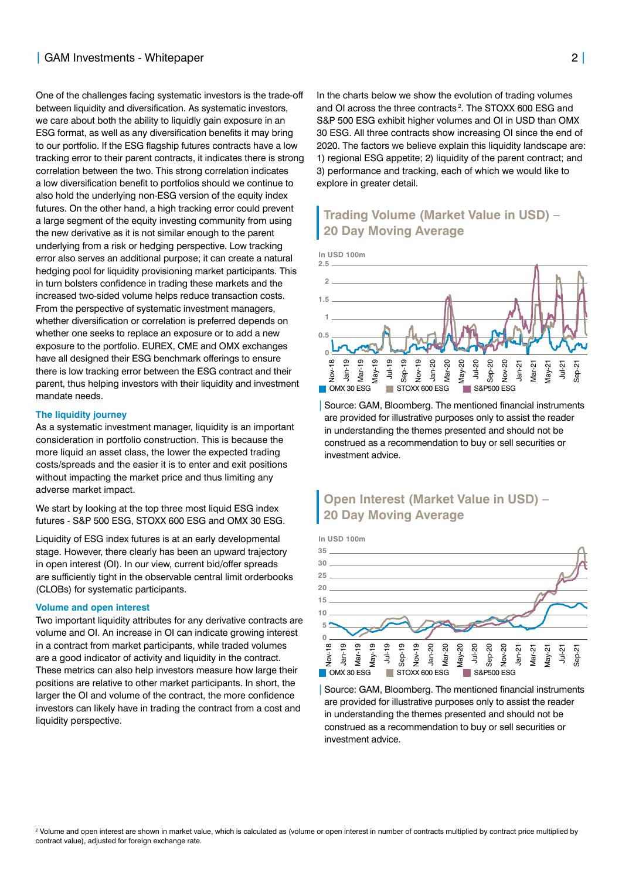One of the challenges facing systematic investors is the trade-off between liquidity and diversification. As systematic investors, we care about both the ability to liquidly gain exposure in an ESG format, as well as any diversification benefits it may bring to our portfolio. If the ESG flagship futures contracts have a low tracking error to their parent contracts, it indicates there is strong correlation between the two. This strong correlation indicates a low diversification benefit to portfolios should we continue to also hold the underlying non-ESG version of the equity index futures. On the other hand, a high tracking error could prevent a large segment of the equity investing community from using the new derivative as it is not similar enough to the parent underlying from a risk or hedging perspective. Low tracking error also serves an additional purpose; it can create a natural hedging pool for liquidity provisioning market participants. This in turn bolsters confidence in trading these markets and the increased two-sided volume helps reduce transaction costs. From the perspective of systematic investment managers, whether diversification or correlation is preferred depends on whether one seeks to replace an exposure or to add a new exposure to the portfolio. EUREX, CME and OMX exchanges have all designed their ESG benchmark offerings to ensure there is low tracking error between the ESG contract and their parent, thus helping investors with their liquidity and investment mandate needs.

### The liquidity journey

As a systematic investment manager, liquidity is an important consideration in portfolio construction. This is because the more liquid an asset class, the lower the expected trading costs/spreads and the easier it is to enter and exit positions without impacting the market price and thus limiting any adverse market impact.

We start by looking at the top three most liquid ESG index futures - S&P 500 ESG, STOXX 600 ESG and OMX 30 ESG.

Liquidity of ESG index futures is at an early developmental stage. However, there clearly has been an upward trajectory in open interest (OI). In our view, current bid/offer spreads are sufficiently tight in the observable central limit orderbooks (CLOBs) for systematic participants.

### Volume and open interest

Two important liquidity attributes for any derivative contracts are volume and OI. An increase in OI can indicate growing interest in a contract from market participants, while traded volumes are a good indicator of activity and liquidity in the contract. These metrics can also help investors measure how large their positions are relative to other market participants. In short, the larger the OI and volume of the contract, the more confidence investors can likely have in trading the contract from a cost and liquidity perspective.

In the charts below we show the evolution of trading volumes and OI across the three contracts[2]. The STOXX 600 ESG and S&P 500 ESG exhibit higher volumes and OI in USD than OMX 30 ESG. All three contracts show increasing OI since the end of 2020. The factors we believe explain this liquidity landscape are: 1) regional ESG appetite; 2) liquidity of the parent contract; and 3) performance and tracking, each of which we would like to explore in greater detail.

### Trading Volume (Market Value in USD) – 20 Day Moving Average

In USD 100m

OMX 30 ESG | STOXX 600 ESG | S&P500 ESG

Source: GAM, Bloomberg. The mentioned financial instruments are provided for illustrative purposes only to assist the reader in understanding the themes presented and should not be construed as a recommendation to buy or sell securities or investment advice.

### Open Interest (Market Value in USD) – 20 Day Moving Average

In USD 100m

OMX 30 ESG | STOXX 600 ESG | S&P500 ESG

Source: GAM, Bloomberg. The mentioned financial instruments are provided for illustrative purposes only to assist the reader in understanding the themes presented and should not be construed as a recommendation to buy or sell securities or investment advice.

[2] Volume and open interest are shown in market value, which is calculated as (volume or open interest in number of contracts multiplied by contract price multiplied by contract value), adjusted for foreign exchange rate.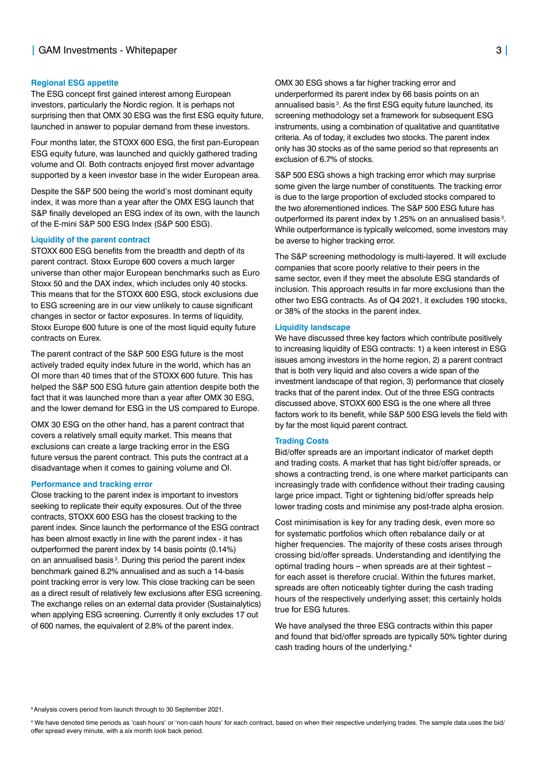## Regional ESG appetite

The ESG concept first gained interest among European investors, particularly the Nordic region. It is perhaps not surprising then that OMX 30 ESG was the first ESG equity future, launched in answer to popular demand from these investors.

Four months later, the STOXX 600 ESG, the first pan-European ESG equity future, was launched and quickly gathered trading volume and OI. Both contracts enjoyed first mover advantage supported by a keen investor base in the wider European area.

Despite the S&P 500 being the world's most dominant equity index, it was more than a year after the OMX ESG launch that S&P finally developed an ESG index of its own, with the launch of the E-mini S&P 500 ESG Index (S&P 500 ESG).

## Liquidity of the parent contract

STOXX 600 ESG benefits from the breadth and depth of its parent contract. Stoxx Europe 600 covers a much larger universe than other major European benchmarks such as Euro Stoxx 50 and the DAX index, which includes only 40 stocks. This means that for the STOXX 600 ESG, stock exclusions due to ESG screening are in our view unlikely to cause significant changes in sector or factor exposures. In terms of liquidity, Stoxx Europe 600 future is one of the most liquid equity future contracts on Eurex.

The parent contract of the S&P 500 ESG future is the most actively traded equity index future in the world, which has an OI more than 40 times that of the STOXX 600 future. This has helped the S&P 500 ESG future gain attention despite both the fact that it was launched more than a year after OMX 30 ESG, and the lower demand for ESG in the US compared to Europe.

OMX 30 ESG on the other hand, has a parent contract that covers a relatively small equity market. This means that exclusions can create a large tracking error in the ESG future versus the parent contract. This puts the contract at a disadvantage when it comes to gaining volume and OI.

## Performance and tracking error

Close tracking to the parent index is important to investors seeking to replicate their equity exposures. Out of the three contracts, STOXX 600 ESG has the closest tracking to the parent index. Since launch the performance of the ESG contract has been almost exactly in line with the parent index - it has outperformed the parent index by 14 basis points (0.14%) on an annualised basis[3]. During this period the parent index benchmark gained 8.2% annualised and as such a 14-basis point tracking error is very low. This close tracking can be seen as a direct result of relatively few exclusions after ESG screening. The exchange relies on an external data provider (Sustainalytics) when applying ESG screening. Currently it only excludes 17 out of 600 names, the equivalent of 2.8% of the parent index.

OMX 30 ESG shows a far higher tracking error and underperformed its parent index by 66 basis points on an annualised basis[3]. As the first ESG equity future launched, its screening methodology set a framework for subsequent ESG instruments, using a combination of qualitative and quantitative criteria. As of today, it excludes two stocks. The parent index only has 30 stocks as of the same period so that represents an exclusion of 6.7% of stocks.

S&P 500 ESG shows a high tracking error which may surprise some given the large number of constituents. The tracking error is due to the large proportion of excluded stocks compared to the two aforementioned indices. The S&P 500 ESG future has outperformed its parent index by 1.25% on an annualised basis[3]. While outperformance is typically welcomed, some investors may be averse to higher tracking error.

The S&P screening methodology is multi-layered. It will exclude companies that score poorly relative to their peers in the same sector, even if they meet the absolute ESG standards of inclusion. This approach results in far more exclusions than the other two ESG contracts. As of Q4 2021, it excludes 190 stocks, or 38% of the stocks in the parent index.

## Liquidity landscape

We have discussed three key factors which contribute positively to increasing liquidity of ESG contracts: 1) a keen interest in ESG issues among investors in the home region, 2) a parent contract that is both very liquid and also covers a wide span of the investment landscape of that region, 3) performance that closely tracks that of the parent index. Out of the three ESG contracts discussed above, STOXX 600 ESG is the one where all three factors work to its benefit, while S&P 500 ESG levels the field with by far the most liquid parent contract.

## Trading Costs

Bid/offer spreads are an important indicator of market depth and trading costs. A market that has tight bid/offer spreads, or shows a contracting trend, is one where market participants can increasingly trade with confidence without their trading causing large price impact. Tight or tightening bid/offer spreads help lower trading costs and minimise any post-trade alpha erosion.

Cost minimisation is key for any trading desk, even more so for systematic portfolios which often rebalance daily or at higher frequencies. The majority of these costs arises through crossing bid/offer spreads. Understanding and identifying the optimal trading hours – when spreads are at their tightest – for each asset is therefore crucial. Within the futures market, spreads are often noticeably tighter during the cash trading hours of the respectively underlying asset; this certainly holds true for ESG futures.

We have analysed the three ESG contracts within this paper and found that bid/offer spreads are typically 50% tighter during cash trading hours of the underlying.[4]

[3] Analysis covers period from launch through to 30 September 2021.

[4] We have denoted time periods as 'cash hours' or 'non-cash hours' for each contract, based on when their respective underlying trades. The sample data uses the bid/offer spread every minute, with a six month look back period.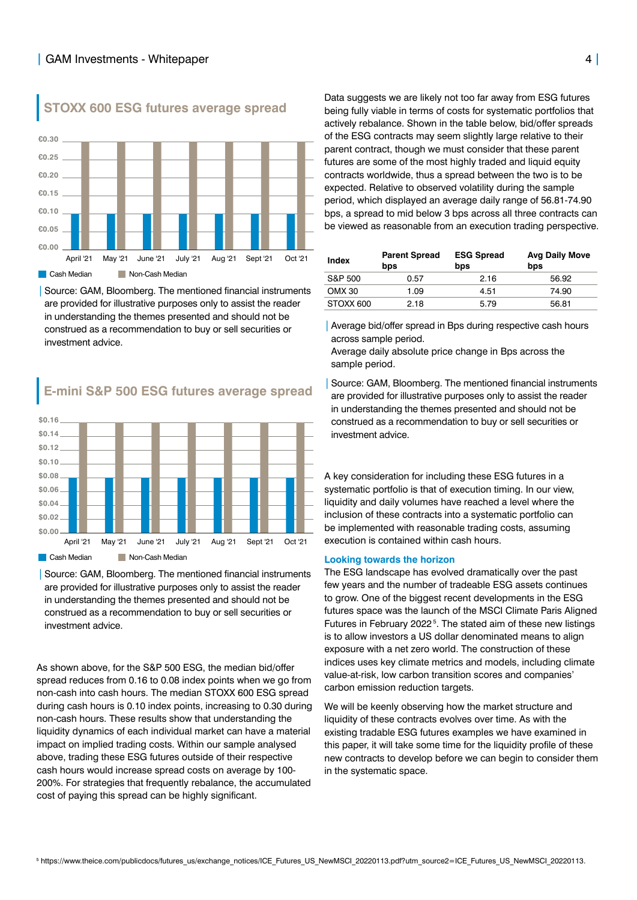## STOXX 600 ESG futures average spread

Source: GAM, Bloomberg. The mentioned financial instruments are provided for illustrative purposes only to assist the reader in understanding the themes presented and should not be construed as a recommendation to buy or sell securities or investment advice.

## E-mini S&P 500 ESG futures average spread

Source: GAM, Bloomberg. The mentioned financial instruments are provided for illustrative purposes only to assist the reader in understanding the themes presented and should not be construed as a recommendation to buy or sell securities or investment advice.

As shown above, for the S&P 500 ESG, the median bid/offer spread reduces from 0.16 to 0.08 index points when we go from non-cash into cash hours. The median STOXX 600 ESG spread during cash hours is 0.10 index points, increasing to 0.30 during non-cash hours. These results show that understanding the liquidity dynamics of each individual market can have a material impact on implied trading costs. Within our sample analysed above, trading these ESG futures outside of their respective cash hours would increase spread costs on average by 100-200%. For strategies that frequently rebalance, the accumulated cost of paying this spread can be highly significant.

Data suggests we are likely not too far away from ESG futures being fully viable in terms of costs for systematic portfolios that actively rebalance. Shown in the table below, bid/offer spreads of the ESG contracts may seem slightly large relative to their parent contract, though we must consider that these parent futures are some of the most highly traded and liquid equity contracts worldwide, thus a spread between the two is to be expected. Relative to observed volatility during the sample period, which displayed an average daily range of 56.81-74.90 bps, a spread to mid below 3 bps across all three contracts can be viewed as reasonable from an execution trading perspective.

| Index | Parent Spread bps | ESG Spread bps | Avg Daily Move bps |
|---|---|---|---|
| S&P 500 | 0.57 | 2.16 | 56.92 |
| OMX 30 | 1.09 | 4.51 | 74.90 |
| STOXX 600 | 2.18 | 5.79 | 56.81 |

Average bid/offer spread in Bps during respective cash hours across sample period.
Average daily absolute price change in Bps across the sample period.

Source: GAM, Bloomberg. The mentioned financial instruments are provided for illustrative purposes only to assist the reader in understanding the themes presented and should not be construed as a recommendation to buy or sell securities or investment advice.

A key consideration for including these ESG futures in a systematic portfolio is that of execution timing. In our view, liquidity and daily volumes have reached a level where the inclusion of these contracts into a systematic portfolio can be implemented with reasonable trading costs, assuming execution is contained within cash hours.

### Looking towards the horizon

The ESG landscape has evolved dramatically over the past few years and the number of tradeable ESG assets continues to grow. One of the biggest recent developments in the ESG futures space was the launch of the MSCI Climate Paris Aligned Futures in February 2022[5]. The stated aim of these new listings is to allow investors a US dollar denominated means to align exposure with a net zero world. The construction of these indices uses key climate metrics and models, including climate value-at-risk, low carbon transition scores and companies' carbon emission reduction targets.

We will be keenly observing how the market structure and liquidity of these contracts evolves over time. As with the existing tradable ESG futures examples we have examined in this paper, it will take some time for the liquidity profile of these new contracts to develop before we can begin to consider them in the systematic space.

[5] https://www.theice.com/publicdocs/futures_us/exchange_notices/ICE_Futures_US_NewMSCI_20220113.pdf?utm_source2=ICE_Futures_US_NewMSCI_20220113.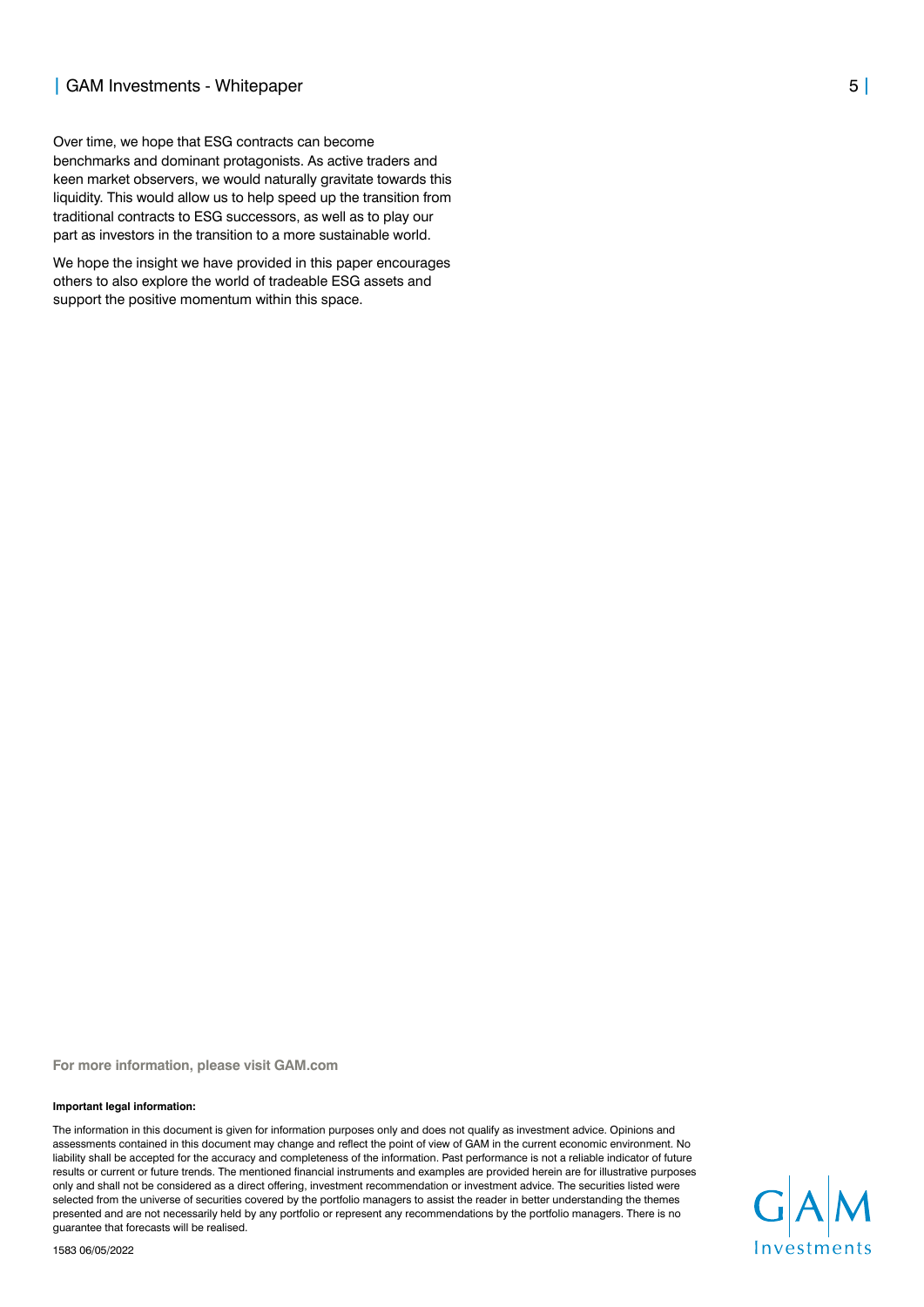Over time, we hope that ESG contracts can become benchmarks and dominant protagonists. As active traders and keen market observers, we would naturally gravitate towards this liquidity. This would allow us to help speed up the transition from traditional contracts to ESG successors, as well as to play our part as investors in the transition to a more sustainable world.

We hope the insight we have provided in this paper encourages others to also explore the world of tradeable ESG assets and support the positive momentum within this space.

**For more information, please visit GAM.com**

**Important legal information:**

The information in this document is given for information purposes only and does not qualify as investment advice. Opinions and assessments contained in this document may change and reflect the point of view of GAM in the current economic environment. No liability shall be accepted for the accuracy and completeness of the information. Past performance is not a reliable indicator of future results or current or future trends. The mentioned financial instruments and examples are provided herein are for illustrative purposes only and shall not be considered as a direct offering, investment recommendation or investment advice. The securities listed were selected from the universe of securities covered by the portfolio managers to assist the reader in better understanding the themes presented and are not necessarily held by any portfolio or represent any recommendations by the portfolio managers. There is no guarantee that forecasts will be realised.

1583 06/05/2022